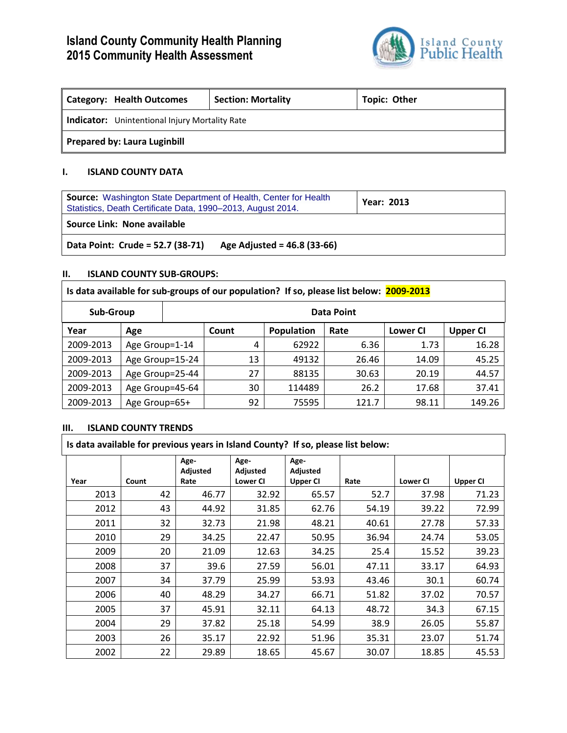# Island County Community Health Planning
# 2015 Community Health Assessment

Island County Public Health

| **Category:** Health Outcomes | **Section:** Mortality | **Topic:** Other |
|---|---|---|
| **Indicator:** Unintentional Injury Mortality Rate | | |
| **Prepared by:** Laura Luginbill | | |

## I. ISLAND COUNTY DATA

| **Source:** Washington State Department of Health, Center for Health Statistics, Death Certificate Data, 1990–2013, August 2014. | **Year:** 2013 |
|---|---|
| **Source Link:** None available | |
| **Data Point:** Crude = 52.7 (38-71) Age Adjusted = 46.8 (33-66) | |

## II. ISLAND COUNTY SUB-GROUPS:

**Is data available for sub-groups of our population? If so, please list below: 2009-2013**

| Sub-Group | | Data Point | | | | |
|---|---|---|---|---|---|---|
| **Year** | **Age** | **Count** | **Population** | **Rate** | **Lower CI** | **Upper CI** |
| 2009-2013 | Age Group=1-14 | 4 | 62922 | 6.36 | 1.73 | 16.28 |
| 2009-2013 | Age Group=15-24 | 13 | 49132 | 26.46 | 14.09 | 45.25 |
| 2009-2013 | Age Group=25-44 | 27 | 88135 | 30.63 | 20.19 | 44.57 |
| 2009-2013 | Age Group=45-64 | 30 | 114489 | 26.2 | 17.68 | 37.41 |
| 2009-2013 | Age Group=65+ | 92 | 75595 | 121.7 | 98.11 | 149.26 |

## III. ISLAND COUNTY TRENDS

**Is data available for previous years in Island County? If so, please list below:**

| Year | Count | Age-Adjusted Rate | Age-Adjusted Lower CI | Age-Adjusted Upper CI | Rate | Lower CI | Upper CI |
|---|---|---|---|---|---|---|---|
| 2013 | 42 | 46.77 | 32.92 | 65.57 | 52.7 | 37.98 | 71.23 |
| 2012 | 43 | 44.92 | 31.85 | 62.76 | 54.19 | 39.22 | 72.99 |
| 2011 | 32 | 32.73 | 21.98 | 48.21 | 40.61 | 27.78 | 57.33 |
| 2010 | 29 | 34.25 | 22.47 | 50.95 | 36.94 | 24.74 | 53.05 |
| 2009 | 20 | 21.09 | 12.63 | 34.25 | 25.4 | 15.52 | 39.23 |
| 2008 | 37 | 39.6 | 27.59 | 56.01 | 47.11 | 33.17 | 64.93 |
| 2007 | 34 | 37.79 | 25.99 | 53.93 | 43.46 | 30.1 | 60.74 |
| 2006 | 40 | 48.29 | 34.27 | 66.71 | 51.82 | 37.02 | 70.57 |
| 2005 | 37 | 45.91 | 32.11 | 64.13 | 48.72 | 34.3 | 67.15 |
| 2004 | 29 | 37.82 | 25.18 | 54.99 | 38.9 | 26.05 | 55.87 |
| 2003 | 26 | 35.17 | 22.92 | 51.96 | 35.31 | 23.07 | 51.74 |
| 2002 | 22 | 29.89 | 18.65 | 45.67 | 30.07 | 18.85 | 45.53 |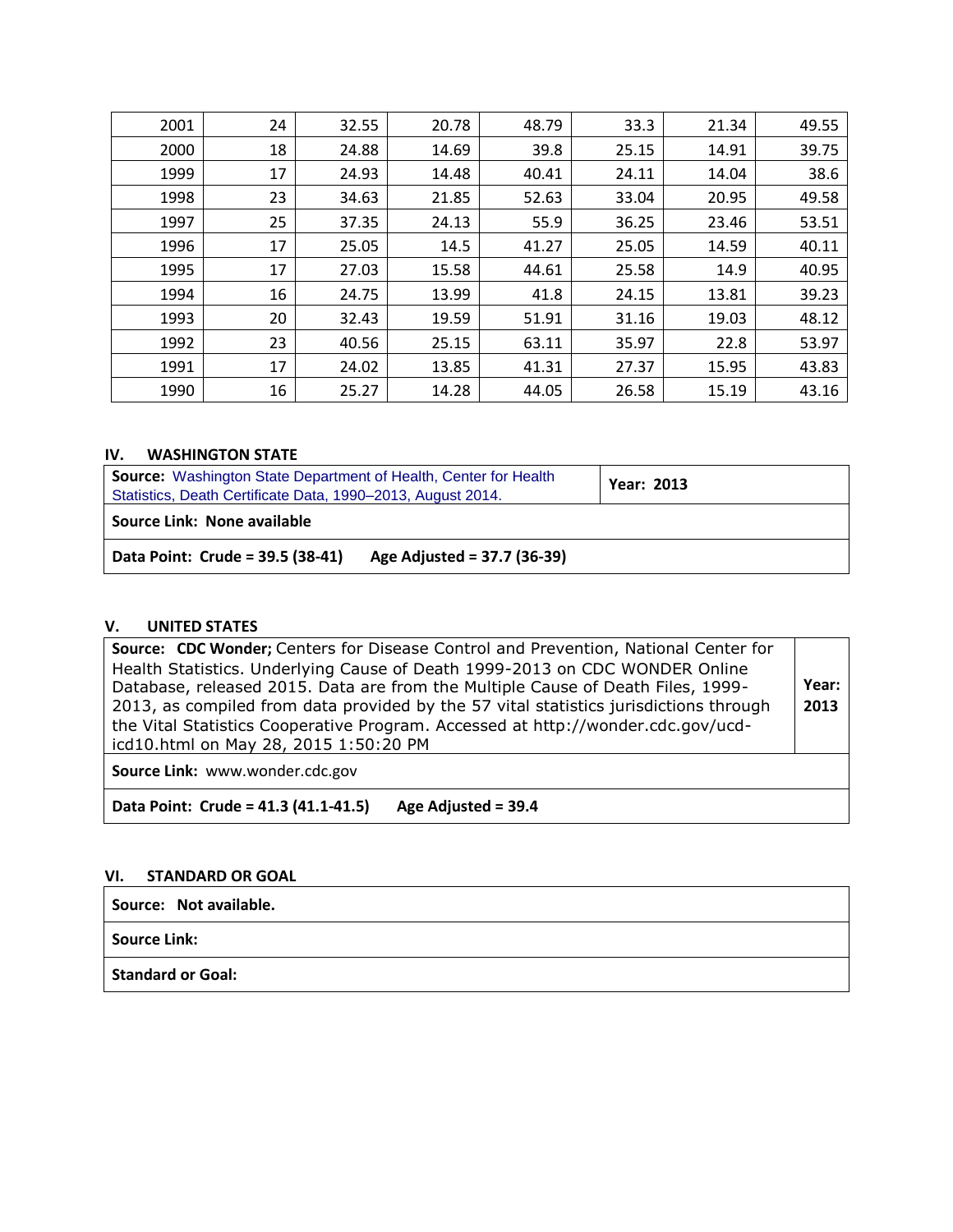| | | | | | | | |
|---|---|---|---|---|---|---|---|
| 2001 | 24 | 32.55 | 20.78 | 48.79 | 33.3 | 21.34 | 49.55 |
| 2000 | 18 | 24.88 | 14.69 | 39.8 | 25.15 | 14.91 | 39.75 |
| 1999 | 17 | 24.93 | 14.48 | 40.41 | 24.11 | 14.04 | 38.6 |
| 1998 | 23 | 34.63 | 21.85 | 52.63 | 33.04 | 20.95 | 49.58 |
| 1997 | 25 | 37.35 | 24.13 | 55.9 | 36.25 | 23.46 | 53.51 |
| 1996 | 17 | 25.05 | 14.5 | 41.27 | 25.05 | 14.59 | 40.11 |
| 1995 | 17 | 27.03 | 15.58 | 44.61 | 25.58 | 14.9 | 40.95 |
| 1994 | 16 | 24.75 | 13.99 | 41.8 | 24.15 | 13.81 | 39.23 |
| 1993 | 20 | 32.43 | 19.59 | 51.91 | 31.16 | 19.03 | 48.12 |
| 1992 | 23 | 40.56 | 25.15 | 63.11 | 35.97 | 22.8 | 53.97 |
| 1991 | 17 | 24.02 | 13.85 | 41.31 | 27.37 | 15.95 | 43.83 |
| 1990 | 16 | 25.27 | 14.28 | 44.05 | 26.58 | 15.19 | 43.16 |

## IV. WASHINGTON STATE

| | |
|---|---|
| **Source:** Washington State Department of Health, Center for Health Statistics, Death Certificate Data, 1990–2013, August 2014. | **Year: 2013** |
| **Source Link: None available** | |
| **Data Point: Crude = 39.5 (38-41) Age Adjusted = 37.7 (36-39)** | |

## V. UNITED STATES

| | |
|---|---|
| **Source: CDC Wonder;** Centers for Disease Control and Prevention, National Center for Health Statistics. Underlying Cause of Death 1999-2013 on CDC WONDER Online Database, released 2015. Data are from the Multiple Cause of Death Files, 1999-2013, as compiled from data provided by the 57 vital statistics jurisdictions through the Vital Statistics Cooperative Program. Accessed at http://wonder.cdc.gov/ucd-icd10.html on May 28, 2015 1:50:20 PM | **Year: 2013** |
| **Source Link:** www.wonder.cdc.gov | |
| **Data Point: Crude = 41.3 (41.1-41.5) Age Adjusted = 39.4** | |

## VI. STANDARD OR GOAL

| |
|---|
| **Source: Not available.** |
| **Source Link:** |
| **Standard or Goal:** |